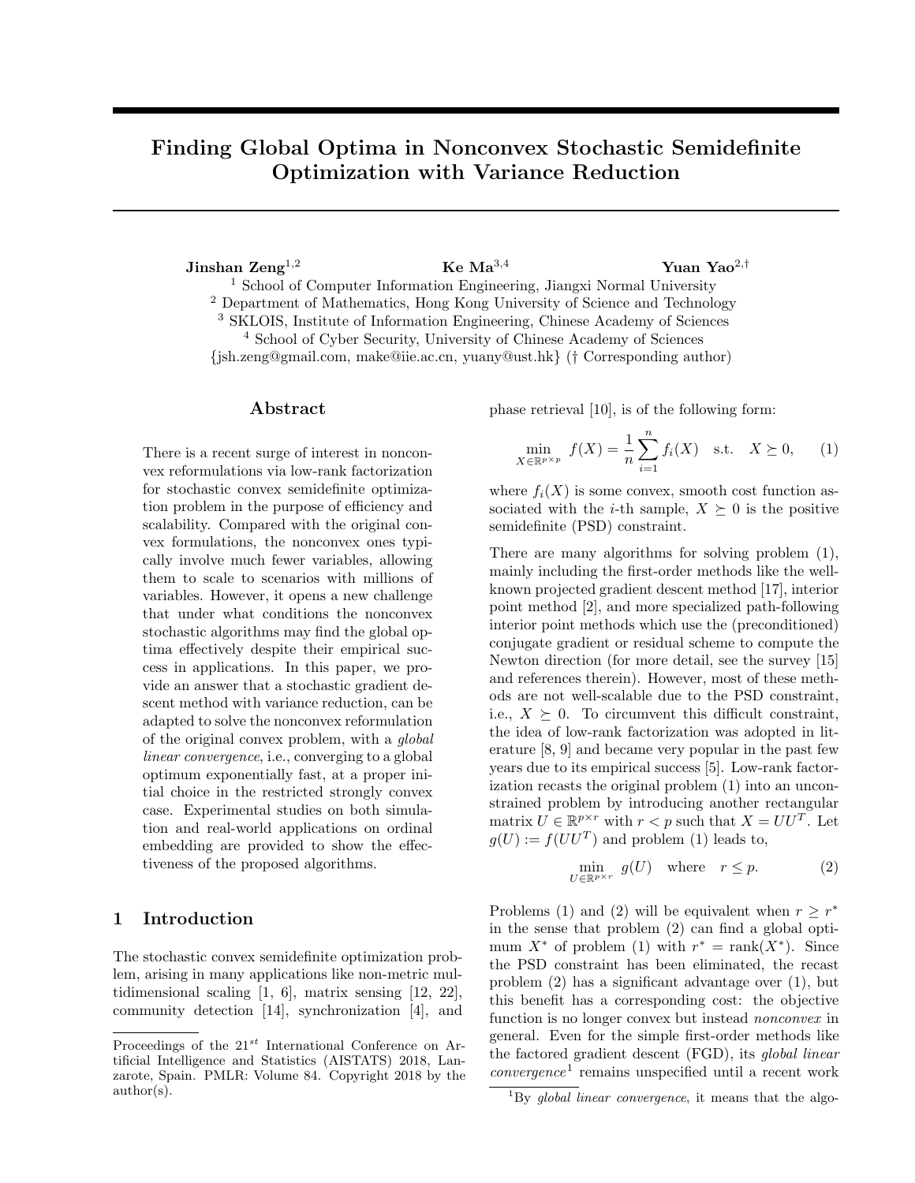# Finding Global Optima in Nonconvex Stochastic Semidefinite Optimization with Variance Reduction

**Jinshan Zeng**[1,2] **Ke Ma**[3,4] **Yuan Yao**[2,†]

[1] School of Computer Information Engineering, Jiangxi Normal University
[2] Department of Mathematics, Hong Kong University of Science and Technology
[3] SKLOIS, Institute of Information Engineering, Chinese Academy of Sciences
[4] School of Cyber Security, University of Chinese Academy of Sciences
{jsh.zeng@gmail.com, make@iie.ac.cn, yuany@ust.hk} († Corresponding author)

## Abstract

There is a recent surge of interest in nonconvex reformulations via low-rank factorization for stochastic convex semidefinite optimization problem in the purpose of efficiency and scalability. Compared with the original convex formulations, the nonconvex ones typically involve much fewer variables, allowing them to scale to scenarios with millions of variables. However, it opens a new challenge that under what conditions the nonconvex stochastic algorithms may find the global optima effectively despite their empirical success in applications. In this paper, we provide an answer that a stochastic gradient descent method with variance reduction, can be adapted to solve the nonconvex reformulation of the original convex problem, with a *global linear convergence*, i.e., converging to a global optimum exponentially fast, at a proper initial choice in the restricted strongly convex case. Experimental studies on both simulation and real-world applications on ordinal embedding are provided to show the effectiveness of the proposed algorithms.

## 1 Introduction

The stochastic convex semidefinite optimization problem, arising in many applications like non-metric multidimensional scaling [1, 6], matrix sensing [12, 22], community detection [14], synchronization [4], and phase retrieval [10], is of the following form:

$$\min_{X \in \mathbb{R}^{p \times p}} \ f(X) = \frac{1}{n} \sum_{i=1}^{n} f_i(X) \quad \text{s.t.} \quad X \succeq 0, \tag{1}$$

where $f_i(X)$ is some convex, smooth cost function associated with the $i$-th sample, $X \succeq 0$ is the positive semidefinite (PSD) constraint.

There are many algorithms for solving problem (1), mainly including the first-order methods like the well-known projected gradient descent method [17], interior point method [2], and more specialized path-following interior point methods which use the (preconditioned) conjugate gradient or residual scheme to compute the Newton direction (for more detail, see the survey [15] and references therein). However, most of these methods are not well-scalable due to the PSD constraint, i.e., $X \succeq 0$. To circumvent this difficult constraint, the idea of low-rank factorization was adopted in literature [8, 9] and became very popular in the past few years due to its empirical success [5]. Low-rank factorization recasts the original problem (1) into an unconstrained problem by introducing another rectangular matrix $U \in \mathbb{R}^{p \times r}$ with $r < p$ such that $X = UU^T$. Let $g(U) := f(UU^T)$ and problem (1) leads to,

$$\min_{U \in \mathbb{R}^{p \times r}} \ g(U) \quad \text{where} \quad r \leq p. \tag{2}$$

Problems (1) and (2) will be equivalent when $r \geq r^*$ in the sense that problem (2) can find a global optimum $X^*$ of problem (1) with $r^* = \text{rank}(X^*)$. Since the PSD constraint has been eliminated, the recast problem (2) has a significant advantage over (1), but this benefit has a corresponding cost: the objective function is no longer convex but instead *nonconvex* in general. Even for the simple first-order methods like the factored gradient descent (FGD), its *global linear convergence*[1] remains unspecified until a recent work

Proceedings of the 21[st] International Conference on Artificial Intelligence and Statistics (AISTATS) 2018, Lanzarote, Spain. PMLR: Volume 84. Copyright 2018 by the author(s).

[1]By *global linear convergence*, it means that the algo-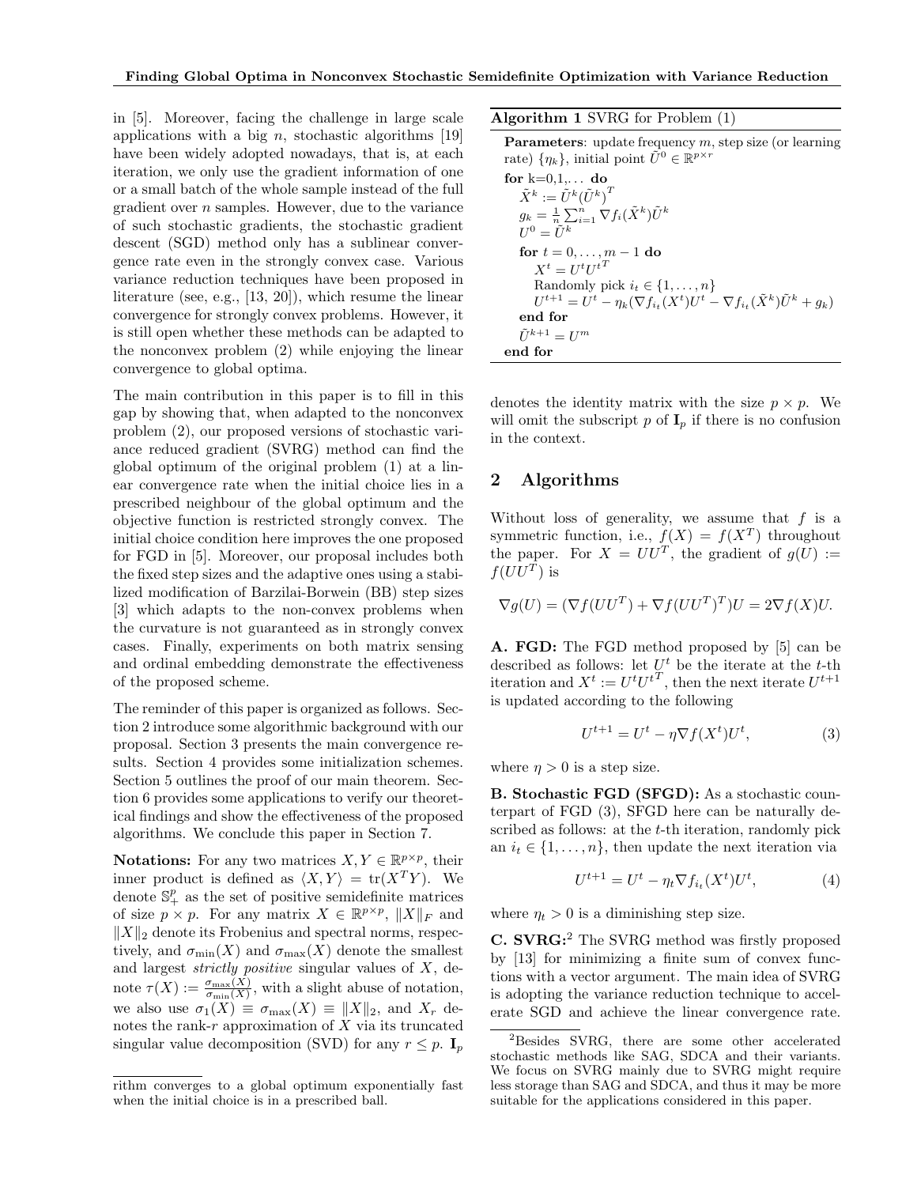in [5]. Moreover, facing the challenge in large scale applications with a big $n$, stochastic algorithms [19] have been widely adopted nowadays, that is, at each iteration, we only use the gradient information of one or a small batch of the whole sample instead of the full gradient over $n$ samples. However, due to the variance of such stochastic gradients, the stochastic gradient descent (SGD) method only has a sublinear convergence rate even in the strongly convex case. Various variance reduction techniques have been proposed in literature (see, e.g., [13, 20]), which resume the linear convergence for strongly convex problems. However, it is still open whether these methods can be adapted to the nonconvex problem (2) while enjoying the linear convergence to global optima.

The main contribution in this paper is to fill in this gap by showing that, when adapted to the nonconvex problem (2), our proposed versions of stochastic variance reduced gradient (SVRG) method can find the global optimum of the original problem (1) at a linear convergence rate when the initial choice lies in a prescribed neighbour of the global optimum and the objective function is restricted strongly convex. The initial choice condition here improves the one proposed for FGD in [5]. Moreover, our proposal includes both the fixed step sizes and the adaptive ones using a stabilized modification of Barzilai-Borwein (BB) step sizes [3] which adapts to the non-convex problems when the curvature is not guaranteed as in strongly convex cases. Finally, experiments on both matrix sensing and ordinal embedding demonstrate the effectiveness of the proposed scheme.

The reminder of this paper is organized as follows. Section 2 introduce some algorithmic background with our proposal. Section 3 presents the main convergence results. Section 4 provides some initialization schemes. Section 5 outlines the proof of our main theorem. Section 6 provides some applications to verify our theoretical findings and show the effectiveness of the proposed algorithms. We conclude this paper in Section 7.

**Notations:** For any two matrices $X, Y \in \mathbb{R}^{p\times p}$, their inner product is defined as $\langle X, Y\rangle = \mathrm{tr}(X^T Y)$. We denote $\mathbb{S}^p_+$ as the set of positive semidefinite matrices of size $p \times p$. For any matrix $X \in \mathbb{R}^{p\times p}$, $\|X\|_F$ and $\|X\|_2$ denote its Frobenius and spectral norms, respectively, and $\sigma_{\min}(X)$ and $\sigma_{\max}(X)$ denote the smallest and largest *strictly positive* singular values of $X$, denote $\tau(X) := \frac{\sigma_{\max}(X)}{\sigma_{\min}(X)}$, with a slight abuse of notation, we also use $\sigma_1(X) \equiv \sigma_{\max}(X) \equiv \|X\|_2$, and $X_r$ denotes the rank-$r$ approximation of $X$ via its truncated singular value decomposition (SVD) for any $r \le p$. $\mathbf{I}_p$ denotes the identity matrix with the size $p \times p$. We will omit the subscript $p$ of $\mathbf{I}_p$ if there is no confusion in the context.

rithm converges to a global optimum exponentially fast when the initial choice is in a prescribed ball.

---

**Algorithm 1** SVRG for Problem (1)

**Parameters**: update frequency $m$, step size (or learning rate) $\{\eta_k\}$, initial point $\tilde{U}^0 \in \mathbb{R}^{p\times r}$

**for** k=0,1,... **do**
- $\tilde{X}^k := \tilde{U}^k (\tilde{U}^k)^T$
- $g_k = \frac{1}{n}\sum_{i=1}^n \nabla f_i(\tilde{X}^k)\tilde{U}^k$
- $U^0 = \tilde{U}^k$
- **for** $t = 0, \ldots, m-1$ **do**
  - $X^t = U^t {U^t}^T$
  - Randomly pick $i_t \in \{1, \ldots, n\}$
  - $U^{t+1} = U^t - \eta_k(\nabla f_{i_t}(X^t)U^t - \nabla f_{i_t}(\tilde{X}^k)\tilde{U}^k + g_k)$
- **end for**
- $\tilde{U}^{k+1} = U^m$

**end for**

---

## 2 Algorithms

Without loss of generality, we assume that $f$ is a symmetric function, i.e., $f(X) = f(X^T)$ throughout the paper. For $X = UU^T$, the gradient of $g(U) := f(UU^T)$ is

$$\nabla g(U) = (\nabla f(UU^T) + \nabla f(UU^T)^T)U = 2\nabla f(X)U.$$

**A. FGD:** The FGD method proposed by [5] can be described as follows: let $U^t$ be the iterate at the $t$-th iteration and $X^t := U^t {U^t}^T$, then the next iterate $U^{t+1}$ is updated according to the following

$$U^{t+1} = U^t - \eta \nabla f(X^t)U^t, \tag{3}$$

where $\eta > 0$ is a step size.

**B. Stochastic FGD (SFGD):** As a stochastic counterpart of FGD (3), SFGD here can be naturally described as follows: at the $t$-th iteration, randomly pick an $i_t \in \{1, \ldots, n\}$, then update the next iteration via

$$U^{t+1} = U^t - \eta_t \nabla f_{i_t}(X^t)U^t, \tag{4}$$

where $\eta_t > 0$ is a diminishing step size.

**C. SVRG:**[2] The SVRG method was firstly proposed by [13] for minimizing a finite sum of convex functions with a vector argument. The main idea of SVRG is adopting the variance reduction technique to accelerate SGD and achieve the linear convergence rate.

[2] Besides SVRG, there are some other accelerated stochastic methods like SAG, SDCA and their variants. We focus on SVRG mainly due to SVRG might require less storage than SAG and SDCA, and thus it may be more suitable for the applications considered in this paper.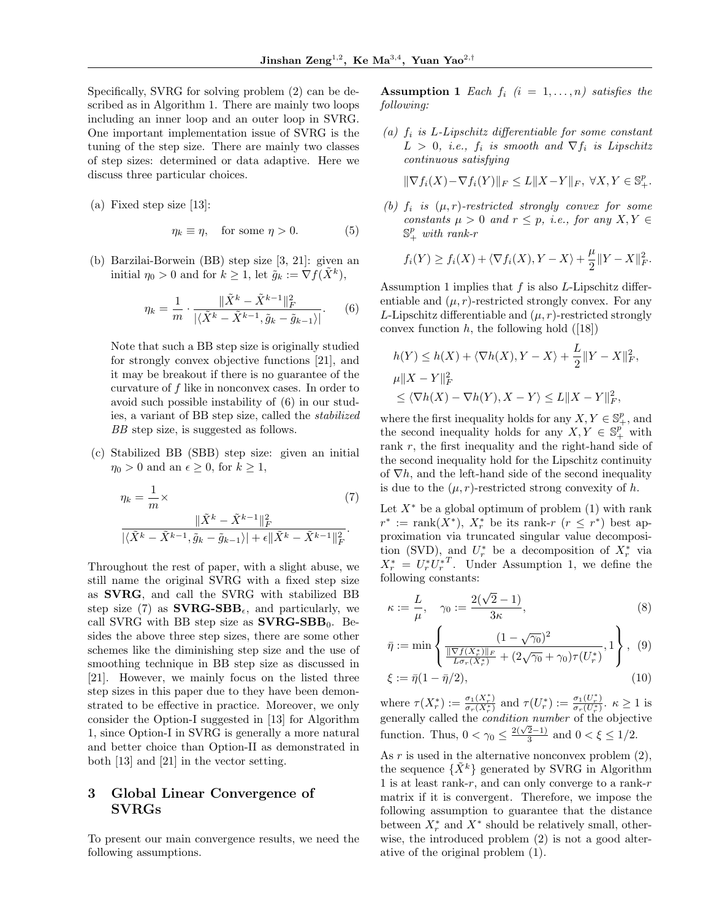Specifically, SVRG for solving problem (2) can be described as in Algorithm 1. There are mainly two loops including an inner loop and an outer loop in SVRG. One important implementation issue of SVRG is the tuning of the step size. There are mainly two classes of step sizes: determined or data adaptive. Here we discuss three particular choices.

(a) Fixed step size [13]:

$$\eta_k \equiv \eta, \quad \text{for some } \eta > 0. \tag{5}$$

(b) Barzilai-Borwein (BB) step size [3, 21]: given an initial $\eta_0 > 0$ and for $k \geq 1$, let $\tilde{g}_k := \nabla f(\tilde{X}^k)$,

$$\eta_k = \frac{1}{m} \cdot \frac{\|\tilde{X}^k - \tilde{X}^{k-1}\|_F^2}{|\langle \tilde{X}^k - \tilde{X}^{k-1}, \tilde{g}_k - \tilde{g}_{k-1}\rangle|}. \tag{6}$$

Note that such a BB step size is originally studied for strongly convex objective functions [21], and it may be breakout if there is no guarantee of the curvature of $f$ like in nonconvex cases. In order to avoid such possible instability of (6) in our studies, a variant of BB step size, called the *stabilized BB* step size, is suggested as follows.

(c) Stabilized BB (SBB) step size: given an initial $\eta_0 > 0$ and an $\epsilon \geq 0$, for $k \geq 1$,

$$\eta_k = \frac{1}{m} \times \frac{\|\tilde{X}^k - \tilde{X}^{k-1}\|_F^2}{|\langle \tilde{X}^k - \tilde{X}^{k-1}, \tilde{g}_k - \tilde{g}_{k-1}\rangle| + \epsilon\|\tilde{X}^k - \tilde{X}^{k-1}\|_F^2}. \tag{7}$$

Throughout the rest of paper, with a slight abuse, we still name the original SVRG with a fixed step size as **SVRG**, and call the SVRG with stabilized BB step size (7) as **SVRG-SBB**$_\epsilon$, and particularly, we call SVRG with BB step size as **SVRG-SBB**$_0$. Besides the above three step sizes, there are some other schemes like the diminishing step size and the use of smoothing technique in BB step size as discussed in [21]. However, we mainly focus on the listed three step sizes in this paper due to they have been demonstrated to be effective in practice. Moreover, we only consider the Option-I suggested in [13] for Algorithm 1, since Option-I in SVRG is generally a more natural and better choice than Option-II as demonstrated in both [13] and [21] in the vector setting.

## 3 Global Linear Convergence of SVRGs

To present our main convergence results, we need the following assumptions.

**Assumption 1** *Each $f_i$ $(i = 1, \ldots, n)$ satisfies the following:*

*(a) $f_i$ is $L$-Lipschitz differentiable for some constant $L > 0$, i.e., $f_i$ is smooth and $\nabla f_i$ is Lipschitz continuous satisfying*

$$\|\nabla f_i(X) - \nabla f_i(Y)\|_F \leq L\|X - Y\|_F, \ \forall X, Y \in \mathbb{S}_+^p.$$

*(b) $f_i$ is $(\mu, r)$-restricted strongly convex for some constants $\mu > 0$ and $r \leq p$, i.e., for any $X, Y \in \mathbb{S}_+^p$ with rank-$r$*

$$f_i(Y) \geq f_i(X) + \langle \nabla f_i(X), Y - X\rangle + \frac{\mu}{2}\|Y - X\|_F^2.$$

Assumption 1 implies that $f$ is also $L$-Lipschitz differentiable and $(\mu, r)$-restricted strongly convex. For any $L$-Lipschitz differentiable and $(\mu, r)$-restricted strongly convex function $h$, the following hold ([18])

$$h(Y) \leq h(X) + \langle \nabla h(X), Y - X\rangle + \frac{L}{2}\|Y - X\|_F^2,$$
$$\mu\|X - Y\|_F^2 \leq \langle \nabla h(X) - \nabla h(Y), X - Y\rangle \leq L\|X - Y\|_F^2,$$

where the first inequality holds for any $X, Y \in \mathbb{S}_+^p$, and the second inequality holds for any $X, Y \in \mathbb{S}_+^p$ with rank $r$, the first inequality and the right-hand side of the second inequality hold for the Lipschitz continuity of $\nabla h$, and the left-hand side of the second inequality is due to the $(\mu, r)$-restricted strong convexity of $h$.

Let $X^*$ be a global optimum of problem (1) with rank $r^* := \text{rank}(X^*)$, $X_r^*$ be its rank-$r$ $(r \leq r^*)$ best approximation via truncated singular value decomposition (SVD), and $U_r^*$ be a decomposition of $X_r^*$ via $X_r^* = U_r^* U_r^{*T}$. Under Assumption 1, we define the following constants:

$$\kappa := \frac{L}{\mu}, \quad \gamma_0 := \frac{2(\sqrt{2} - 1)}{3\kappa}, \tag{8}$$

$$\bar{\eta} := \min\left\{\frac{(1 - \sqrt{\gamma_0})^2}{\frac{\|\nabla f(X_r^*)\|_F}{L\sigma_r(X_r^*)} + (2\sqrt{\gamma_0} + \gamma_0)\tau(U_r^*)}, 1\right\}, \tag{9}$$

$$\xi := \bar{\eta}(1 - \bar{\eta}/2), \tag{10}$$

where $\tau(X_r^*) := \frac{\sigma_1(X_r^*)}{\sigma_r(X_r^*)}$ and $\tau(U_r^*) := \frac{\sigma_1(U_r^*)}{\sigma_r(U_r^*)}$. $\kappa \geq 1$ is generally called the *condition number* of the objective function. Thus, $0 < \gamma_0 \leq \frac{2(\sqrt{2}-1)}{3}$ and $0 < \xi \leq 1/2$.

As $r$ is used in the alternative nonconvex problem (2), the sequence $\{\tilde{X}^k\}$ generated by SVRG in Algorithm 1 is at least rank-$r$, and can only converge to a rank-$r$ matrix if it is convergent. Therefore, we impose the following assumption to guarantee that the distance between $X_r^*$ and $X^*$ should be relatively small, otherwise, the introduced problem (2) is not a good alternative of the original problem (1).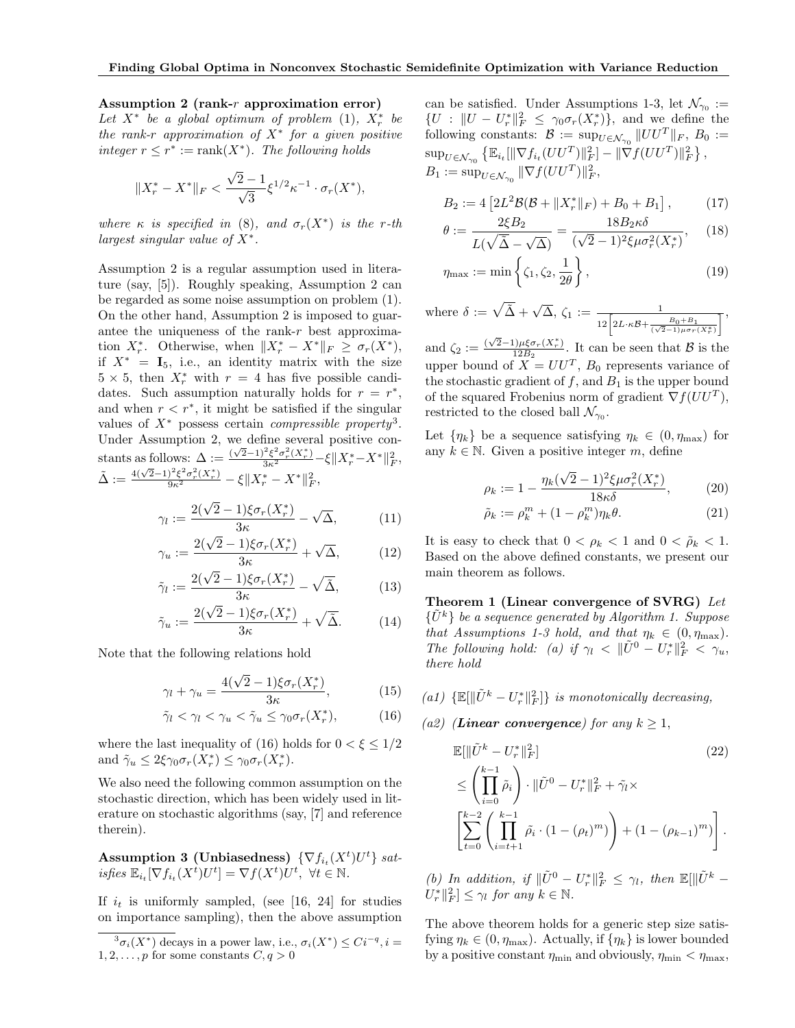**Assumption 2 (rank-$r$ approximation error)** *Let $X^*$ be a global optimum of problem (1), $X_r^*$ be the rank-$r$ approximation of $X^*$ for a given positive integer $r \leq r^* := \text{rank}(X^*)$. The following holds*

$$\|X_r^* - X^*\|_F < \frac{\sqrt{2}-1}{\sqrt{3}} \xi^{1/2} \kappa^{-1} \cdot \sigma_r(X^*),$$

*where $\kappa$ is specified in (8), and $\sigma_r(X^*)$ is the $r$-th largest singular value of $X^*$.*

Assumption 2 is a regular assumption used in literature (say, [5]). Roughly speaking, Assumption 2 can be regarded as some noise assumption on problem (1). On the other hand, Assumption 2 is imposed to guarantee the uniqueness of the rank-$r$ best approximation $X_r^*$. Otherwise, when $\|X_r^* - X^*\|_F \geq \sigma_r(X^*)$, if $X^* = \mathbf{I}_5$, i.e., an identity matrix with the size $5 \times 5$, then $X_r^*$ with $r = 4$ has five possible candidates. Such assumption naturally holds for $r = r^*$, and when $r < r^*$, it might be satisfied if the singular values of $X^*$ possess certain *compressible property*[3]. Under Assumption 2, we define several positive constants as follows: $\Delta := \frac{(\sqrt{2}-1)^2 \xi^2 \sigma_r^2(X_r^*)}{3\kappa^2} - \xi \|X_r^* - X^*\|_F^2$, $\tilde{\Delta} := \frac{4(\sqrt{2}-1)^2 \xi^2 \sigma_r^2(X_r^*)}{9\kappa^2} - \xi \|X_r^* - X^*\|_F^2$,

$$\gamma_l := \frac{2(\sqrt{2}-1)\xi \sigma_r(X_r^*)}{3\kappa} - \sqrt{\Delta}, \tag{11}$$

$$\gamma_u := \frac{2(\sqrt{2}-1)\xi \sigma_r(X_r^*)}{3\kappa} + \sqrt{\Delta}, \tag{12}$$

$$\tilde{\gamma}_l := \frac{2(\sqrt{2}-1)\xi \sigma_r(X_r^*)}{3\kappa} - \sqrt{\tilde{\Delta}}, \tag{13}$$

$$\tilde{\gamma}_u := \frac{2(\sqrt{2}-1)\xi \sigma_r(X_r^*)}{3\kappa} + \sqrt{\tilde{\Delta}}. \tag{14}$$

Note that the following relations hold

$$\gamma_l + \gamma_u = \frac{4(\sqrt{2}-1)\xi \sigma_r(X_r^*)}{3\kappa}, \tag{15}$$

$$\tilde{\gamma}_l < \gamma_l < \gamma_u < \tilde{\gamma}_u \leq \gamma_0 \sigma_r(X_r^*), \tag{16}$$

where the last inequality of (16) holds for $0 < \xi \leq 1/2$ and $\tilde{\gamma}_u \leq 2\xi\gamma_0\sigma_r(X_r^*) \leq \gamma_0\sigma_r(X_r^*)$.

We also need the following common assumption on the stochastic direction, which has been widely used in literature on stochastic algorithms (say, [7] and reference therein).

**Assumption 3 (Unbiasedness)** *$\{\nabla f_{i_t}(X^t)U^t\}$ satisfies $\mathbb{E}_{i_t}[\nabla f_{i_t}(X^t)U^t] = \nabla f(X^t)U^t$, $\forall t \in \mathbb{N}$.*

If $i_t$ is uniformly sampled, (see [16, 24] for studies on importance sampling), then the above assumption can be satisfied. Under Assumptions 1-3, let $\mathcal{N}_{\gamma_0} := \{U : \|U - U_r^*\|_F^2 \leq \gamma_0 \sigma_r(X_r^*)\}$, and we define the following constants: $\mathcal{B} := \sup_{U \in \mathcal{N}_{\gamma_0}} \|UU^T\|_F$, $B_0 := \sup_{U \in \mathcal{N}_{\gamma_0}} \left\{ \mathbb{E}_{i_t}[\|\nabla f_{i_t}(UU^T)\|_F^2] - \|\nabla f(UU^T)\|_F^2 \right\}$, $B_1 := \sup_{U \in \mathcal{N}_{\gamma_0}} \|\nabla f(UU^T)\|_F^2$,

$$B_2 := 4\left[2L^2\mathcal{B}(\mathcal{B} + \|X_r^*\|_F) + B_0 + B_1\right], \tag{17}$$

$$\theta := \frac{2\xi B_2}{L(\sqrt{\tilde{\Delta}} - \sqrt{\Delta})} = \frac{18 B_2 \kappa \delta}{(\sqrt{2}-1)^2 \xi \mu \sigma_r^2(X_r^*)}, \tag{18}$$

$$\eta_{\max} := \min\left\{\zeta_1, \zeta_2, \frac{1}{2\theta}\right\}, \tag{19}$$

where $\delta := \sqrt{\tilde{\Delta}} + \sqrt{\Delta}$, $\zeta_1 := \frac{1}{12\left[2L \cdot \kappa\mathcal{B} + \frac{B_0 + B_1}{(\sqrt{2}-1)\mu\sigma_r(X_r^*)}\right]}$, and $\zeta_2 := \frac{(\sqrt{2}-1)\mu\xi\sigma_r(X_r^*)}{12B_2}$. It can be seen that $\mathcal{B}$ is the upper bound of $X = UU^T$, $B_0$ represents variance of the stochastic gradient of $f$, and $B_1$ is the upper bound of the squared Frobenius norm of gradient $\nabla f(UU^T)$, restricted to the closed ball $\mathcal{N}_{\gamma_0}$.

Let $\{\eta_k\}$ be a sequence satisfying $\eta_k \in (0, \eta_{\max})$ for any $k \in \mathbb{N}$. Given a positive integer $m$, define

$$\rho_k := 1 - \frac{\eta_k(\sqrt{2}-1)^2 \xi \mu \sigma_r^2(X_r^*)}{18\kappa\delta}, \tag{20}$$

$$\tilde{\rho}_k := \rho_k^m + (1 - \rho_k^m)\eta_k\theta. \tag{21}$$

It is easy to check that $0 < \rho_k < 1$ and $0 < \tilde{\rho}_k < 1$. Based on the above defined constants, we present our main theorem as follows.

**Theorem 1 (Linear convergence of SVRG)** *Let $\{\tilde{U}^k\}$ be a sequence generated by Algorithm 1. Suppose that Assumptions 1-3 hold, and that $\eta_k \in (0, \eta_{\max})$. The following hold: (a) if $\gamma_l < \|\tilde{U}^0 - U_r^*\|_F^2 < \gamma_u$, there hold*

*(a1) $\{\mathbb{E}[\|\tilde{U}^k - U_r^*\|_F^2]\}$ is monotonically decreasing,*

*(a2) (**Linear convergence**) for any $k \geq 1$,*

$$\begin{aligned} &\mathbb{E}[\|\tilde{U}^k - U_r^*\|_F^2] \\ &\leq \left(\prod_{i=0}^{k-1} \tilde{\rho}_i\right) \cdot \|\tilde{U}^0 - U_r^*\|_F^2 + \tilde{\gamma}_l \times \\ &\left[\sum_{t=0}^{k-2}\left(\prod_{i=t+1}^{k-1} \tilde{\rho}_i \cdot (1 - (\rho_t)^m)\right) + (1 - (\rho_{k-1})^m)\right]. \end{aligned} \tag{22}$$

*(b) In addition, if $\|\tilde{U}^0 - U_r^*\|_F^2 \leq \gamma_l$, then $\mathbb{E}[\|\tilde{U}^k - U_r^*\|_F^2] \leq \gamma_l$ for any $k \in \mathbb{N}$.*

The above theorem holds for a generic step size satisfying $\eta_k \in (0, \eta_{\max})$. Actually, if $\{\eta_k\}$ is lower bounded by a positive constant $\eta_{\min}$ and obviously, $\eta_{\min} < \eta_{\max}$,

---

[3] $\sigma_i(X^*)$ decays in a power law, i.e., $\sigma_i(X^*) \leq Ci^{-q}, i = 1, 2, \ldots, p$ for some constants $C, q > 0$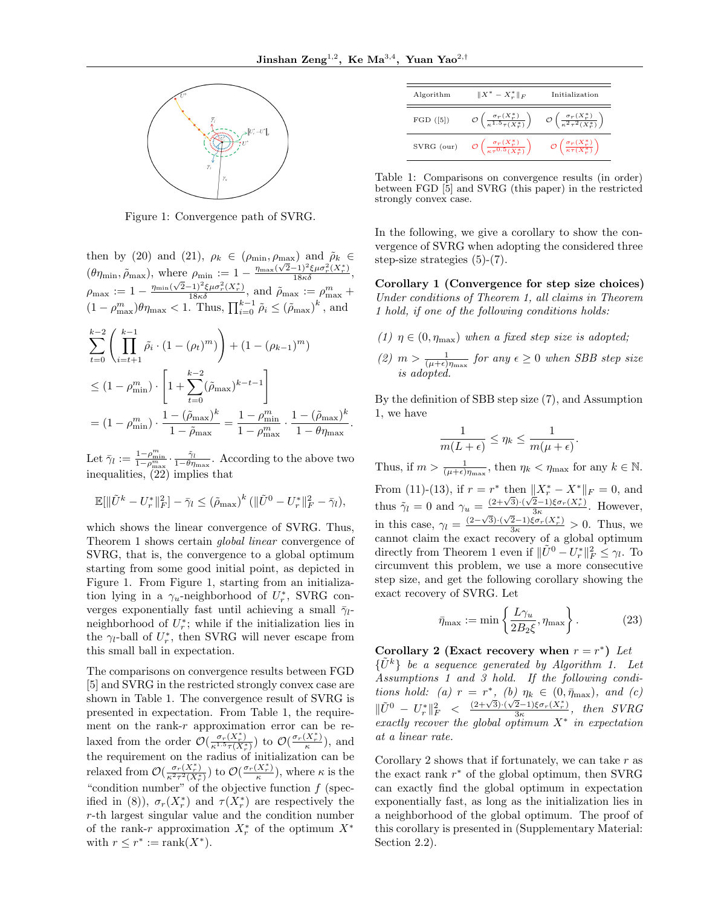Figure 1: Convergence path of SVRG.

then by (20) and (21), $\rho_k \in (\rho_{\min}, \rho_{\max})$ and $\tilde{\rho}_k \in (\theta\eta_{\min}, \tilde{\rho}_{\max})$, where $\rho_{\min} := 1 - \frac{\eta_{\max}(\sqrt{2}-1)^2\xi\mu\sigma_r^2(X_r^*)}{18\kappa\delta}$, $\rho_{\max} := 1 - \frac{\eta_{\min}(\sqrt{2}-1)^2\xi\mu\sigma_r^2(X_r^*)}{18\kappa\delta}$, and $\tilde{\rho}_{\max} := \rho_{\max}^m + (1-\rho_{\max}^m)\theta\eta_{\max} < 1$. Thus, $\prod_{i=0}^{k-1}\tilde{\rho}_i \leq (\tilde{\rho}_{\max})^k$, and

$$
\begin{aligned}
&\sum_{t=0}^{k-2}\left(\prod_{i=t+1}^{k-1}\tilde{\rho}_i \cdot (1-(\rho_t)^m)\right) + (1-(\rho_{k-1})^m) \\
&\leq (1-\rho_{\min}^m)\cdot\left[1+\sum_{t=0}^{k-2}(\tilde{\rho}_{\max})^{k-t-1}\right] \\
&= (1-\rho_{\min}^m)\cdot\frac{1-(\tilde{\rho}_{\max})^k}{1-\tilde{\rho}_{\max}} = \frac{1-\rho_{\min}^m}{1-\rho_{\max}^m}\cdot\frac{1-(\tilde{\rho}_{\max})^k}{1-\theta\eta_{\max}}.
\end{aligned}
$$

Let $\bar{\gamma}_l := \frac{1-\rho_{\min}^m}{1-\rho_{\max}^m}\cdot\frac{\tilde{\gamma}_l}{1-\theta\eta_{\max}}$. According to the above two inequalities, (22) implies that

$$
\mathbb{E}[\|\tilde{U}^k - U_r^*\|_F^2] - \bar{\gamma}_l \leq (\tilde{\rho}_{\max})^k\left(\|\tilde{U}^0 - U_r^*\|_F^2 - \bar{\gamma}_l\right),
$$

which shows the linear convergence of SVRG. Thus, Theorem 1 shows certain *global linear* convergence of SVRG, that is, the convergence to a global optimum starting from some good initial point, as depicted in Figure 1. From Figure 1, starting from an initialization lying in a $\gamma_u$-neighborhood of $U_r^*$, SVRG converges exponentially fast until achieving a small $\bar{\gamma}_l$-neighborhood of $U_r^*$; while if the initialization lies in the $\gamma_l$-ball of $U_r^*$, then SVRG will never escape from this small ball in expectation.

The comparisons on convergence results between FGD [5] and SVRG in the restricted strongly convex case are shown in Table 1. The convergence result of SVRG is presented in expectation. From Table 1, the requirement on the rank-$r$ approximation error can be relaxed from the order $\mathcal{O}(\frac{\sigma_r(X_r^*)}{\kappa^{1.5}\tau(X_r^*)})$ to $\mathcal{O}(\frac{\sigma_r(X_r^*)}{\kappa})$, and the requirement on the radius of initialization can be relaxed from $\mathcal{O}(\frac{\sigma_r(X_r^*)}{\kappa^2\tau^2(X_r^*)})$ to $\mathcal{O}(\frac{\sigma_r(X_r^*)}{\kappa})$, where $\kappa$ is the "condition number" of the objective function $f$ (specified in (8)), $\sigma_r(X_r^*)$ and $\tau(X_r^*)$ are respectively the $r$-th largest singular value and the condition number of the rank-$r$ approximation $X_r^*$ of the optimum $X^*$ with $r \leq r^* := \mathrm{rank}(X^*)$.

| Algorithm | $\|X^* - X_r^*\|_F$ | Initialization |
|---|---|---|
| FGD ([5]) | $\mathcal{O}\left(\frac{\sigma_r(X_r^*)}{\kappa^{1.5}\tau(X_r^*)}\right)$ | $\mathcal{O}\left(\frac{\sigma_r(X_r^*)}{\kappa^2\tau^2(X_r^*)}\right)$ |
| SVRG (our) | $\mathcal{O}\left(\frac{\sigma_r(X_r^*)}{\kappa\tau^{0.5}(X_r^*)}\right)$ | $\mathcal{O}\left(\frac{\sigma_r(X_r^*)}{\kappa\tau(X_r^*)}\right)$ |

Table 1: Comparisons on convergence results (in order) between FGD [5] and SVRG (this paper) in the restricted strongly convex case.

In the following, we give a corollary to show the convergence of SVRG when adopting the considered three step-size strategies (5)-(7).

**Corollary 1 (Convergence for step size choices)** *Under conditions of Theorem 1, all claims in Theorem 1 hold, if one of the following conditions holds:*

*(1) $\eta \in (0, \eta_{\max})$ when a fixed step size is adopted;*

*(2) $m > \frac{1}{(\mu+\epsilon)\eta_{\max}}$ for any $\epsilon \geq 0$ when SBB step size is adopted.*

By the definition of SBB step size (7), and Assumption 1, we have

$$
\frac{1}{m(L+\epsilon)} \leq \eta_k \leq \frac{1}{m(\mu+\epsilon)}.
$$

Thus, if $m > \frac{1}{(\mu+\epsilon)\eta_{\max}}$, then $\eta_k < \eta_{\max}$ for any $k \in \mathbb{N}$.

From (11)-(13), if $r = r^*$ then $\|X_r^* - X^*\|_F = 0$, and thus $\tilde{\gamma}_l = 0$ and $\gamma_u = \frac{(2+\sqrt{3})\cdot(\sqrt{2}-1)\xi\sigma_r(X_r^*)}{3\kappa}$. However, in this case, $\gamma_l = \frac{(2-\sqrt{3})\cdot(\sqrt{2}-1)\xi\sigma_r(X_r^*)}{3\kappa} > 0$. Thus, we cannot claim the exact recovery of a global optimum directly from Theorem 1 even if $\|\tilde{U}^0 - U_r^*\|_F^2 \leq \gamma_l$. To circumvent this problem, we use a more consecutive step size, and get the following corollary showing the exact recovery of SVRG. Let

$$
\bar{\eta}_{\max} := \min\left\{\frac{L\gamma_u}{2B_2\xi}, \eta_{\max}\right\}. \tag{23}
$$

**Corollary 2 (Exact recovery when $r = r^*$)** *Let $\{\tilde{U}^k\}$ be a sequence generated by Algorithm 1. Let Assumptions 1 and 3 hold. If the following conditions hold: (a) $r = r^*$, (b) $\eta_k \in (0, \bar{\eta}_{\max})$, and (c) $\|\tilde{U}^0 - U_r^*\|_F^2 < \frac{(2+\sqrt{3})\cdot(\sqrt{2}-1)\xi\sigma_r(X_r^*)}{3\kappa}$, then SVRG exactly recover the global optimum $X^*$ in expectation at a linear rate.*

Corollary 2 shows that if fortunately, we can take $r$ as the exact rank $r^*$ of the global optimum, then SVRG can exactly find the global optimum in expectation exponentially fast, as long as the initialization lies in a neighborhood of the global optimum. The proof of this corollary is presented in (Supplementary Material: Section 2.2).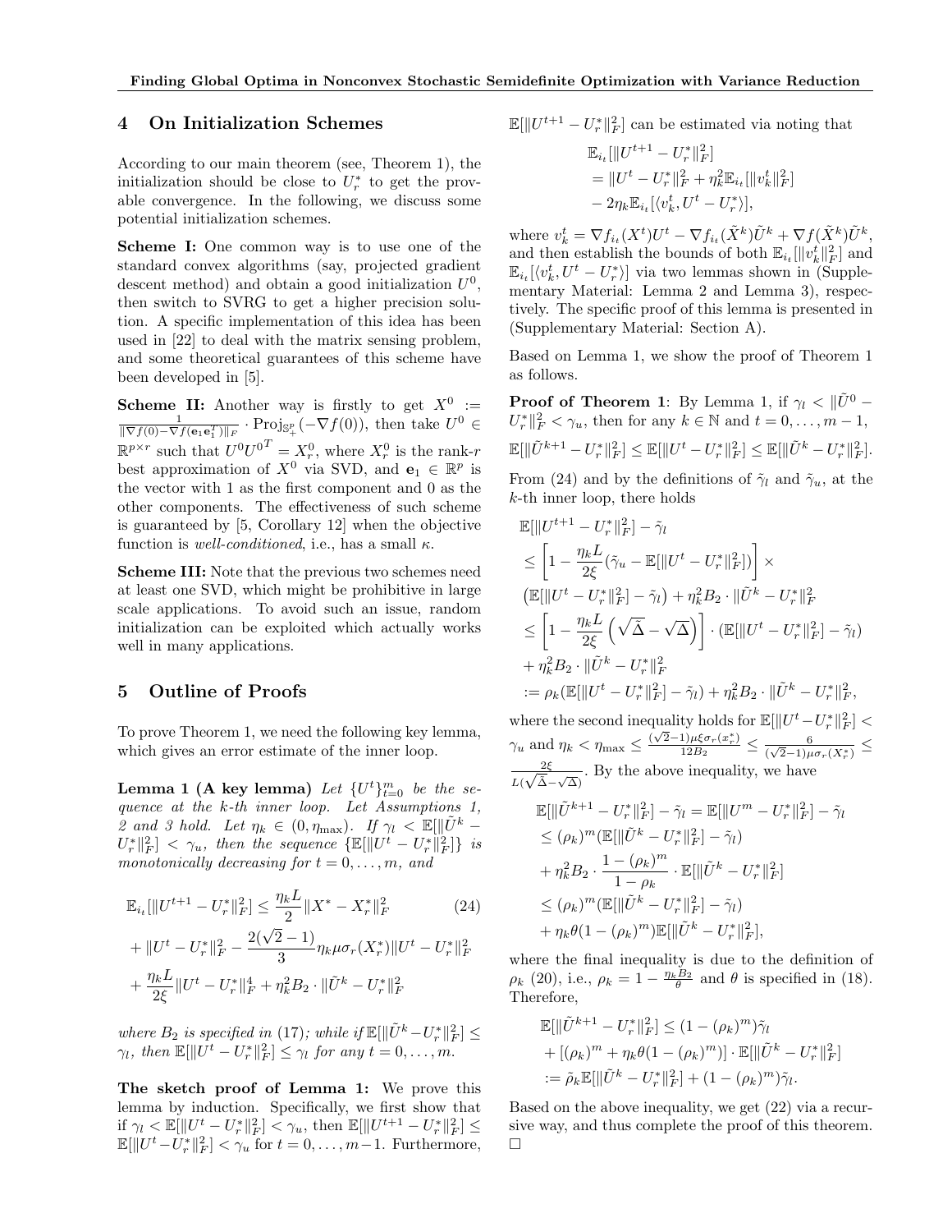## 4 On Initialization Schemes

According to our main theorem (see, Theorem 1), the initialization should be close to $U_r^*$ to get the provable convergence. In the following, we discuss some potential initialization schemes.

**Scheme I:** One common way is to use one of the standard convex algorithms (say, projected gradient descent method) and obtain a good initialization $U^0$, then switch to SVRG to get a higher precision solution. A specific implementation of this idea has been used in [22] to deal with the matrix sensing problem, and some theoretical guarantees of this scheme have been developed in [5].

**Scheme II:** Another way is firstly to get $X^0 := \frac{1}{\|\nabla f(0) - \nabla f(\mathbf{e}_1\mathbf{e}_1^T)\|_F} \cdot \mathrm{Proj}_{\mathbb{S}_+^p}(-\nabla f(0))$, then take $U^0 \in \mathbb{R}^{p\times r}$ such that $U^0 {U^0}^T = X_r^0$, where $X_r^0$ is the rank-$r$ best approximation of $X^0$ via SVD, and $\mathbf{e}_1 \in \mathbb{R}^p$ is the vector with 1 as the first component and 0 as the other components. The effectiveness of such scheme is guaranteed by [5, Corollary 12] when the objective function is *well-conditioned*, i.e., has a small $\kappa$.

**Scheme III:** Note that the previous two schemes need at least one SVD, which might be prohibitive in large scale applications. To avoid such an issue, random initialization can be exploited which actually works well in many applications.

## 5 Outline of Proofs

To prove Theorem 1, we need the following key lemma, which gives an error estimate of the inner loop.

**Lemma 1 (A key lemma)** *Let $\{U^t\}_{t=0}^m$ be the sequence at the $k$-th inner loop. Let Assumptions 1, 2 and 3 hold. Let $\eta_k \in (0, \eta_{\max})$. If $\gamma_l < \mathbb{E}[\|\tilde{U}^k - U_r^*\|_F^2] < \gamma_u$, then the sequence $\{\mathbb{E}[\|U^t - U_r^*\|_F^2]\}$ is monotonically decreasing for $t = 0, \ldots, m$, and*

$$
\begin{aligned}
\mathbb{E}_{i_t}[\|U^{t+1} - U_r^*\|_F^2] &\le \frac{\eta_k L}{2}\|X^* - X_r^*\|_F^2 \qquad (24)\\
&+ \|U^t - U_r^*\|_F^2 - \frac{2(\sqrt{2}-1)}{3}\eta_k \mu \sigma_r(X_r^*)\|U^t - U_r^*\|_F^2\\
&+ \frac{\eta_k L}{2\xi}\|U^t - U_r^*\|_F^4 + \eta_k^2 B_2 \cdot \|\tilde{U}^k - U_r^*\|_F^2
\end{aligned}
$$

*where $B_2$ is specified in (17); while if $\mathbb{E}[\|\tilde{U}^k - U_r^*\|_F^2] \le \gamma_l$, then $\mathbb{E}[\|U^t - U_r^*\|_F^2] \le \gamma_l$ for any $t = 0, \ldots, m$.*

**The sketch proof of Lemma 1:** We prove this lemma by induction. Specifically, we first show that if $\gamma_l < \mathbb{E}[\|U^t - U_r^*\|_F^2] < \gamma_u$, then $\mathbb{E}[\|U^{t+1} - U_r^*\|_F^2] \le \mathbb{E}[\|U^t - U_r^*\|_F^2] < \gamma_u$ for $t = 0, \ldots, m-1$. Furthermore, $\mathbb{E}[\|U^{t+1} - U_r^*\|_F^2]$ can be estimated via noting that

$$
\begin{aligned}
&\mathbb{E}_{i_t}[\|U^{t+1} - U_r^*\|_F^2]\\
&= \|U^t - U_r^*\|_F^2 + \eta_k^2 \mathbb{E}_{i_t}[\|v_k^t\|_F^2]\\
&\quad - 2\eta_k \mathbb{E}_{i_t}[\langle v_k^t, U^t - U_r^*\rangle],
\end{aligned}
$$

where $v_k^t = \nabla f_{i_t}(X^t)U^t - \nabla f_{i_t}(\tilde{X}^k)\tilde{U}^k + \nabla f(\tilde{X}^k)\tilde{U}^k$, and then establish the bounds of both $\mathbb{E}_{i_t}[\|v_k^t\|_F^2]$ and $\mathbb{E}_{i_t}[\langle v_k^t, U^t - U_r^*\rangle]$ via two lemmas shown in (Supplementary Material: Lemma 2 and Lemma 3), respectively. The specific proof of this lemma is presented in (Supplementary Material: Section A).

Based on Lemma 1, we show the proof of Theorem 1 as follows.

**Proof of Theorem 1**: By Lemma 1, if $\gamma_l < \|\tilde{U}^0 - U_r^*\|_F^2 < \gamma_u$, then for any $k \in \mathbb{N}$ and $t = 0, \ldots, m-1$,

$$
\mathbb{E}[\|\tilde{U}^{k+1} - U_r^*\|_F^2] \le \mathbb{E}[\|U^t - U_r^*\|_F^2] \le \mathbb{E}[\|\tilde{U}^k - U_r^*\|_F^2].
$$

From (24) and by the definitions of $\tilde{\gamma}_l$ and $\tilde{\gamma}_u$, at the $k$-th inner loop, there holds

$$
\begin{aligned}
&\mathbb{E}[\|U^{t+1} - U_r^*\|_F^2] - \tilde{\gamma}_l\\
&\le \left[1 - \frac{\eta_k L}{2\xi}(\tilde{\gamma}_u - \mathbb{E}[\|U^t - U_r^*\|_F^2])\right] \times\\
&\left(\mathbb{E}[\|U^t - U_r^*\|_F^2] - \tilde{\gamma}_l\right) + \eta_k^2 B_2 \cdot \|\tilde{U}^k - U_r^*\|_F^2\\
&\le \left[1 - \frac{\eta_k L}{2\xi}\left(\sqrt{\tilde{\Delta}} - \sqrt{\Delta}\right)\right] \cdot (\mathbb{E}[\|U^t - U_r^*\|_F^2] - \tilde{\gamma}_l)\\
&+ \eta_k^2 B_2 \cdot \|\tilde{U}^k - U_r^*\|_F^2\\
&:= \rho_k(\mathbb{E}[\|U^t - U_r^*\|_F^2] - \tilde{\gamma}_l) + \eta_k^2 B_2 \cdot \|\tilde{U}^k - U_r^*\|_F^2,
\end{aligned}
$$

where the second inequality holds for $\mathbb{E}[\|U^t - U_r^*\|_F^2] < \gamma_u$ and $\eta_k < \eta_{\max} \le \frac{(\sqrt{2}-1)\mu\xi\sigma_r(x_r^*)}{12B_2} \le \frac{6}{(\sqrt{2}-1)\mu\sigma_r(X_r^*)} \le \frac{2\xi}{L(\sqrt{\tilde{\Delta}} - \sqrt{\Delta})}$. By the above inequality, we have

$$
\begin{aligned}
&\mathbb{E}[\|\tilde{U}^{k+1} - U_r^*\|_F^2] - \tilde{\gamma}_l = \mathbb{E}[\|U^m - U_r^*\|_F^2] - \tilde{\gamma}_l\\
&\le (\rho_k)^m(\mathbb{E}[\|\tilde{U}^k - U_r^*\|_F^2] - \tilde{\gamma}_l)\\
&+ \eta_k^2 B_2 \cdot \frac{1 - (\rho_k)^m}{1 - \rho_k} \cdot \mathbb{E}[\|\tilde{U}^k - U_r^*\|_F^2]\\
&\le (\rho_k)^m(\mathbb{E}[\|\tilde{U}^k - U_r^*\|_F^2] - \tilde{\gamma}_l)\\
&+ \eta_k \theta (1 - (\rho_k)^m)\mathbb{E}[\|\tilde{U}^k - U_r^*\|_F^2],
\end{aligned}
$$

where the final inequality is due to the definition of $\rho_k$ (20), i.e., $\rho_k = 1 - \frac{\eta_k B_2}{\theta}$ and $\theta$ is specified in (18). Therefore,

$$
\begin{aligned}
&\mathbb{E}[\|\tilde{U}^{k+1} - U_r^*\|_F^2] \le (1 - (\rho_k)^m)\tilde{\gamma}_l\\
&+ [(\rho_k)^m + \eta_k\theta(1 - (\rho_k)^m)] \cdot \mathbb{E}[\|\tilde{U}^k - U_r^*\|_F^2]\\
&:= \tilde{\rho}_k \mathbb{E}[\|\tilde{U}^k - U_r^*\|_F^2] + (1 - (\rho_k)^m)\tilde{\gamma}_l.
\end{aligned}
$$

Based on the above inequality, we get (22) via a recursive way, and thus complete the proof of this theorem. □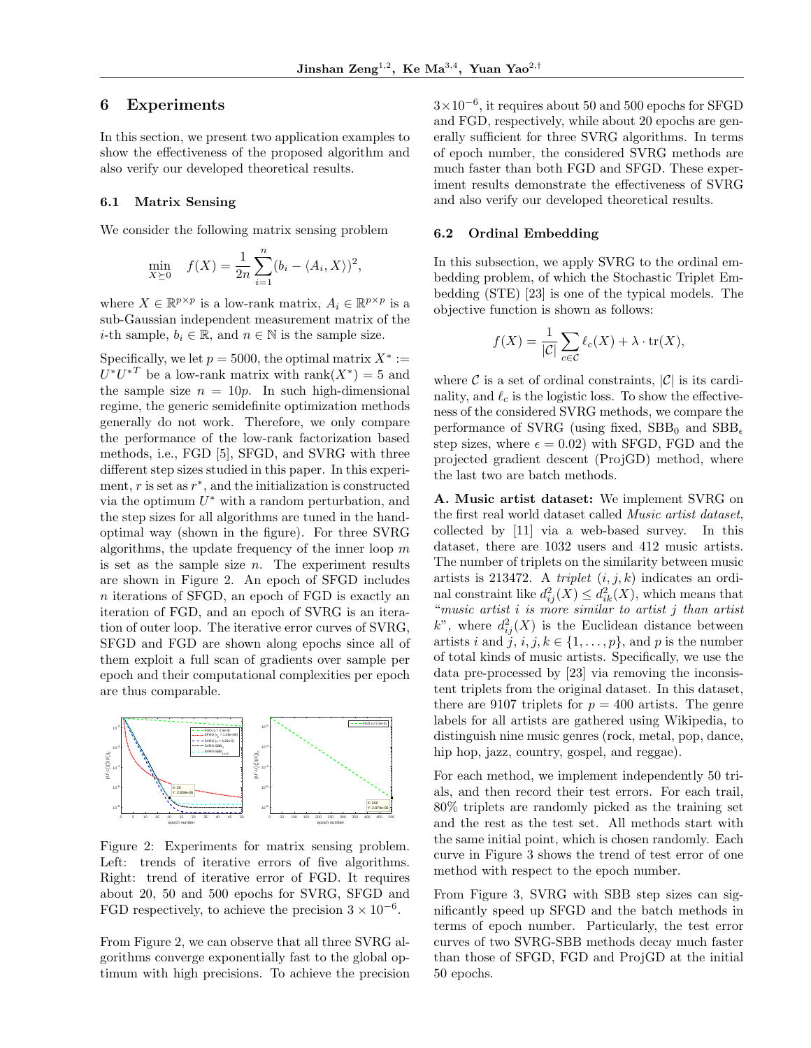## 6 Experiments

In this section, we present two application examples to show the effectiveness of the proposed algorithm and also verify our developed theoretical results.

### 6.1 Matrix Sensing

We consider the following matrix sensing problem

$$\min_{X \succeq 0} \quad f(X) = \frac{1}{2n} \sum_{i=1}^{n} (b_i - \langle A_i, X \rangle)^2,$$

where $X \in \mathbb{R}^{p \times p}$ is a low-rank matrix, $A_i \in \mathbb{R}^{p \times p}$ is a sub-Gaussian independent measurement matrix of the $i$-th sample, $b_i \in \mathbb{R}$, and $n \in \mathbb{N}$ is the sample size.

Specifically, we let $p = 5000$, the optimal matrix $X^* := U^* U^{*T}$ be a low-rank matrix with $\text{rank}(X^*) = 5$ and the sample size $n = 10p$. In such high-dimensional regime, the generic semidefinite optimization methods generally do not work. Therefore, we only compare the performance of the low-rank factorization based methods, i.e., FGD [5], SFGD, and SVRG with three different step sizes studied in this paper. In this experiment, $r$ is set as $r^*$, and the initialization is constructed via the optimum $U^*$ with a random perturbation, and the step sizes for all algorithms are tuned in the hand-optimal way (shown in the figure). For three SVRG algorithms, the update frequency of the inner loop $m$ is set as the sample size $n$. The experiment results are shown in Figure 2. An epoch of SFGD includes $n$ iterations of SFGD, an epoch of FGD is exactly an iteration of FGD, and an epoch of SVRG is an iteration of outer loop. The iterative error curves of SVRG, SFGD and FGD are shown along epochs since all of them exploit a full scan of gradients over sample per epoch and their computational complexities per epoch are thus comparable.

Figure 2: Experiments for matrix sensing problem. Left: trends of iterative errors of five algorithms. Right: trend of iterative error of FGD. It requires about 20, 50 and 500 epochs for SVRG, SFGD and FGD respectively, to achieve the precision $3 \times 10^{-6}$.

From Figure 2, we can observe that all three SVRG algorithms converge exponentially fast to the global optimum with high precisions. To achieve the precision $3 \times 10^{-6}$, it requires about 50 and 500 epochs for SFGD and FGD, respectively, while about 20 epochs are generally sufficient for three SVRG algorithms. In terms of epoch number, the considered SVRG methods are much faster than both FGD and SFGD. These experiment results demonstrate the effectiveness of SVRG and also verify our developed theoretical results.

### 6.2 Ordinal Embedding

In this subsection, we apply SVRG to the ordinal embedding problem, of which the Stochastic Triplet Embedding (STE) [23] is one of the typical models. The objective function is shown as follows:

$$f(X) = \frac{1}{|\mathcal{C}|} \sum_{c \in \mathcal{C}} \ell_c(X) + \lambda \cdot \text{tr}(X),$$

where $\mathcal{C}$ is a set of ordinal constraints, $|\mathcal{C}|$ is its cardinality, and $\ell_c$ is the logistic loss. To show the effectiveness of the considered SVRG methods, we compare the performance of SVRG (using fixed, $\text{SBB}_0$ and $\text{SBB}_\epsilon$ step sizes, where $\epsilon = 0.02$) with SFGD, FGD and the projected gradient descent (ProjGD) method, where the last two are batch methods.

**A. Music artist dataset:** We implement SVRG on the first real world dataset called *Music artist dataset*, collected by [11] via a web-based survey. In this dataset, there are 1032 users and 412 music artists. The number of triplets on the similarity between music artists is 213472. A *triplet* $(i, j, k)$ indicates an ordinal constraint like $d_{ij}^2(X) \leq d_{ik}^2(X)$, which means that "*music artist $i$ is more similar to artist $j$ than artist $k$*", where $d_{ij}^2(X)$ is the Euclidean distance between artists $i$ and $j$, $i, j, k \in \{1, \ldots, p\}$, and $p$ is the number of total kinds of music artists. Specifically, we use the data pre-processed by [23] via removing the inconsistent triplets from the original dataset. In this dataset, there are 9107 triplets for $p = 400$ artists. The genre labels for all artists are gathered using Wikipedia, to distinguish nine music genres (rock, metal, pop, dance, hip hop, jazz, country, gospel, and reggae).

For each method, we implement independently 50 trials, and then record their test errors. For each trail, 80% triplets are randomly picked as the training set and the rest as the test set. All methods start with the same initial point, which is chosen randomly. Each curve in Figure 3 shows the trend of test error of one method with respect to the epoch number.

From Figure 3, SVRG with SBB step sizes can significantly speed up SFGD and the batch methods in terms of epoch number. Particularly, the test error curves of two SVRG-SBB methods decay much faster than those of SFGD, FGD and ProjGD at the initial 50 epochs.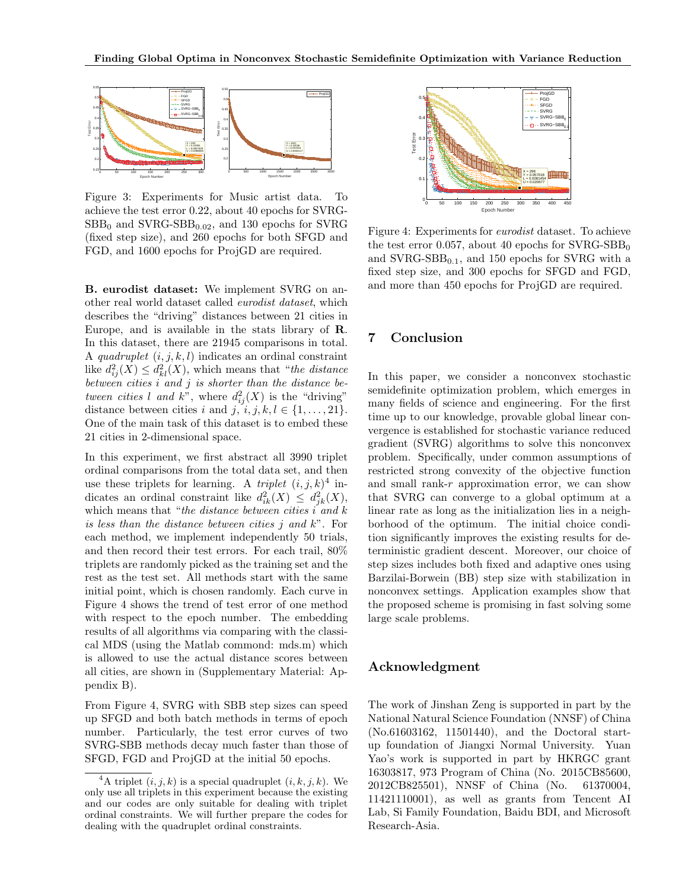Figure 3: Experiments for Music artist data. To achieve the test error 0.22, about 40 epochs for SVRG-$\mathrm{SBB}_0$ and SVRG-$\mathrm{SBB}_{0.02}$, and 130 epochs for SVRG (fixed step size), and 260 epochs for both SFGD and FGD, and 1600 epochs for ProjGD are required.

**B. eurodist dataset:** We implement SVRG on another real world dataset called *eurodist dataset*, which describes the "driving" distances between 21 cities in Europe, and is available in the stats library of **R**. In this dataset, there are 21945 comparisons in total. A *quadruplet* $(i, j, k, l)$ indicates an ordinal constraint like $d_{ij}^2(X) \leq d_{kl}^2(X)$, which means that "*the distance between cities i and j is shorter than the distance between cities l and k*", where $d_{ij}^2(X)$ is the "driving" distance between cities $i$ and $j$, $i, j, k, l \in \{1, \ldots, 21\}$. One of the main task of this dataset is to embed these 21 cities in 2-dimensional space.

In this experiment, we first abstract all 3990 triplet ordinal comparisons from the total data set, and then use these triplets for learning. A *triplet* $(i, j, k)$[4] indicates an ordinal constraint like $d_{ik}^2(X) \leq d_{jk}^2(X)$, which means that "*the distance between cities i and k is less than the distance between cities j and k*". For each method, we implement independently 50 trials, and then record their test errors. For each trail, 80% triplets are randomly picked as the training set and the rest as the test set. All methods start with the same initial point, which is chosen randomly. Each curve in Figure 4 shows the trend of test error of one method with respect to the epoch number. The embedding results of all algorithms via comparing with the classical MDS (using the Matlab commond: mds.m) which is allowed to use the actual distance scores between all cities, are shown in (Supplementary Material: Appendix B).

From Figure 4, SVRG with SBB step sizes can speed up SFGD and both batch methods in terms of epoch number. Particularly, the test error curves of two SVRG-SBB methods decay much faster than those of SFGD, FGD and ProjGD at the initial 50 epochs.

[4] A triplet $(i, j, k)$ is a special quadruplet $(i, k, j, k)$. We only use all triplets in this experiment because the existing and our codes are only suitable for dealing with triplet ordinal constraints. We will further prepare the codes for dealing with the quadruplet ordinal constraints.

Figure 4: Experiments for *eurodist* dataset. To achieve the test error 0.057, about 40 epochs for SVRG-$\mathrm{SBB}_0$ and SVRG-$\mathrm{SBB}_{0.1}$, and 150 epochs for SVRG with a fixed step size, and 300 epochs for SFGD and FGD, and more than 450 epochs for ProjGD are required.

## 7 Conclusion

In this paper, we consider a nonconvex stochastic semidefinite optimization problem, which emerges in many fields of science and engineering. For the first time up to our knowledge, provable global linear convergence is established for stochastic variance reduced gradient (SVRG) algorithms to solve this nonconvex problem. Specifically, under common assumptions of restricted strong convexity of the objective function and small rank-$r$ approximation error, we can show that SVRG can converge to a global optimum at a linear rate as long as the initialization lies in a neighborhood of the optimum. The initial choice condition significantly improves the existing results for deterministic gradient descent. Moreover, our choice of step sizes includes both fixed and adaptive ones using Barzilai-Borwein (BB) step size with stabilization in nonconvex settings. Application examples show that the proposed scheme is promising in fast solving some large scale problems.

## Acknowledgment

The work of Jinshan Zeng is supported in part by the National Natural Science Foundation (NNSF) of China (No.61603162, 11501440), and the Doctoral start-up foundation of Jiangxi Normal University. Yuan Yao's work is supported in part by HKRGC grant 16303817, 973 Program of China (No. 2015CB85600, 2012CB825501), NNSF of China (No. 61370004, 11421110001), as well as grants from Tencent AI Lab, Si Family Foundation, Baidu BDI, and Microsoft Research-Asia.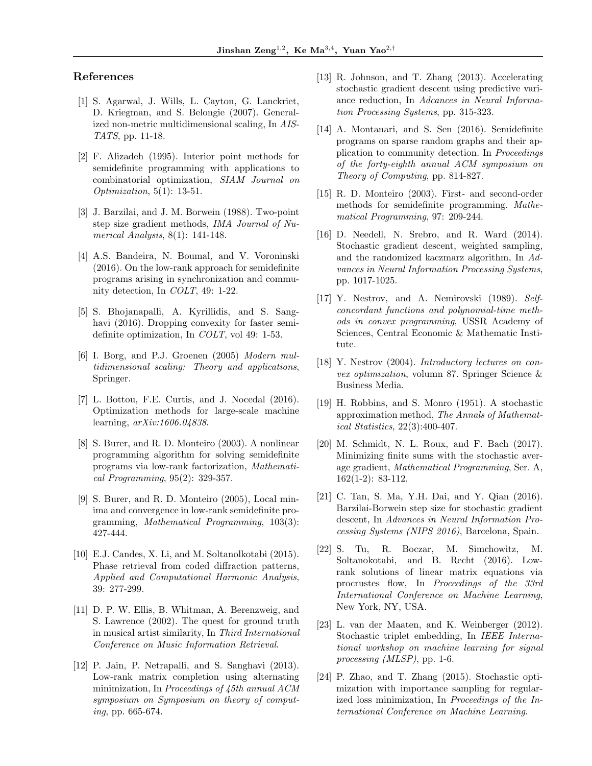## References

[1] S. Agarwal, J. Wills, L. Cayton, G. Lanckriet, D. Kriegman, and S. Belongie (2007). Generalized non-metric multidimensional scaling, In *AISTATS*, pp. 11-18.

[2] F. Alizadeh (1995). Interior point methods for semidefinite programming with applications to combinatorial optimization, *SIAM Journal on Optimization*, 5(1): 13-51.

[3] J. Barzilai, and J. M. Borwein (1988). Two-point step size gradient methods, *IMA Journal of Numerical Analysis*, 8(1): 141-148.

[4] A.S. Bandeira, N. Boumal, and V. Voroninski (2016). On the low-rank approach for semidefinite programs arising in synchronization and community detection, In *COLT*, 49: 1-22.

[5] S. Bhojanapalli, A. Kyrillidis, and S. Sanghavi (2016). Dropping convexity for faster semidefinite optimization, In *COLT*, vol 49: 1-53.

[6] I. Borg, and P.J. Groenen (2005) *Modern multidimensional scaling: Theory and applications*, Springer.

[7] L. Bottou, F.E. Curtis, and J. Nocedal (2016). Optimization methods for large-scale machine learning, *arXiv:1606.04838*.

[8] S. Burer, and R. D. Monteiro (2003). A nonlinear programming algorithm for solving semidefinite programs via low-rank factorization, *Mathematical Programming*, 95(2): 329-357.

[9] S. Burer, and R. D. Monteiro (2005), Local minima and convergence in low-rank semidefinite programming, *Mathematical Programming*, 103(3): 427-444.

[10] E.J. Candes, X. Li, and M. Soltanolkotabi (2015). Phase retrieval from coded diffraction patterns, *Applied and Computational Harmonic Analysis*, 39: 277-299.

[11] D. P. W. Ellis, B. Whitman, A. Berenzweig, and S. Lawrence (2002). The quest for ground truth in musical artist similarity, In *Third International Conference on Music Information Retrieval*.

[12] P. Jain, P. Netrapalli, and S. Sanghavi (2013). Low-rank matrix completion using alternating minimization, In *Proceedings of 45th annual ACM symposium on Symposium on theory of computing*, pp. 665-674.

[13] R. Johnson, and T. Zhang (2013). Accelerating stochastic gradient descent using predictive variance reduction, In *Adcances in Neural Information Processing Systems*, pp. 315-323.

[14] A. Montanari, and S. Sen (2016). Semidefinite programs on sparse random graphs and their application to community detection. In *Proceedings of the forty-eighth annual ACM symposium on Theory of Computing*, pp. 814-827.

[15] R. D. Monteiro (2003). First- and second-order methods for semidefinite programming. *Mathematical Programming*, 97: 209-244.

[16] D. Needell, N. Srebro, and R. Ward (2014). Stochastic gradient descent, weighted sampling, and the randomized kaczmarz algorithm, In *Advances in Neural Information Processing Systems*, pp. 1017-1025.

[17] Y. Nestrov, and A. Nemirovski (1989). *Self-concordant functions and polynomial-time methods in convex programming*, USSR Academy of Sciences, Central Economic & Mathematic Institute.

[18] Y. Nestrov (2004). *Introductory lectures on convex optimization*, volumn 87. Springer Science & Business Media.

[19] H. Robbins, and S. Monro (1951). A stochastic approximation method, *The Annals of Mathematical Statistics*, 22(3):400-407.

[20] M. Schmidt, N. L. Roux, and F. Bach (2017). Minimizing finite sums with the stochastic average gradient, *Mathematical Programming*, Ser. A, 162(1-2): 83-112.

[21] C. Tan, S. Ma, Y.H. Dai, and Y. Qian (2016). Barzilai-Borwein step size for stochastic gradient descent, In *Advances in Neural Information Processing Systems (NIPS 2016)*, Barcelona, Spain.

[22] S. Tu, R. Boczar, M. Simchowitz, M. Soltanokotabi, and B. Recht (2016). Low-rank solutions of linear matrix equations via procrustes flow, In *Proceedings of the 33rd International Conference on Machine Learning*, New York, NY, USA.

[23] L. van der Maaten, and K. Weinberger (2012). Stochastic triplet embedding, In *IEEE International workshop on machine learning for signal processing (MLSP)*, pp. 1-6.

[24] P. Zhao, and T. Zhang (2015). Stochastic optimization with importance sampling for regularized loss minimization, In *Proceedings of the International Conference on Machine Learning.*